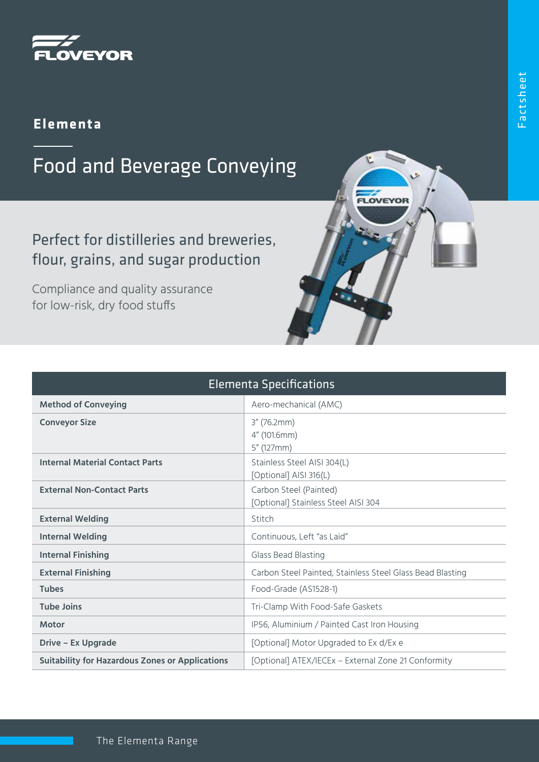FLOVEYOR

# Elementa

## Food and Beverage Conveying

Perfect for distilleries and breweries, flour, grains, and sugar production

Compliance and quality assurance for low-risk, dry food stuffs

| Elementa Specifications | |
|---|---|
| **Method of Conveying** | Aero-mechanical (AMC) |
| **Conveyor Size** | 3″ (76.2mm)<br>4″ (101.6mm)<br>5″ (127mm) |
| **Internal Material Contact Parts** | Stainless Steel AISI 304(L)<br>[Optional] AISI 316(L) |
| **External Non-Contact Parts** | Carbon Steel (Painted)<br>[Optional] Stainless Steel AISI 304 |
| **External Welding** | Stitch |
| **Internal Welding** | Continuous, Left "as Laid" |
| **Internal Finishing** | Glass Bead Blasting |
| **External Finishing** | Carbon Steel Painted, Stainless Steel Glass Bead Blasting |
| **Tubes** | Food-Grade (AS1528-1) |
| **Tube Joins** | Tri-Clamp With Food-Safe Gaskets |
| **Motor** | IP56, Aluminium / Painted Cast Iron Housing |
| **Drive – Ex Upgrade** | [Optional] Motor Upgraded to Ex d/Ex e |
| **Suitability for Hazardous Zones or Applications** | [Optional] ATEX/IECEx – External Zone 21 Conformity |

The Elementa Range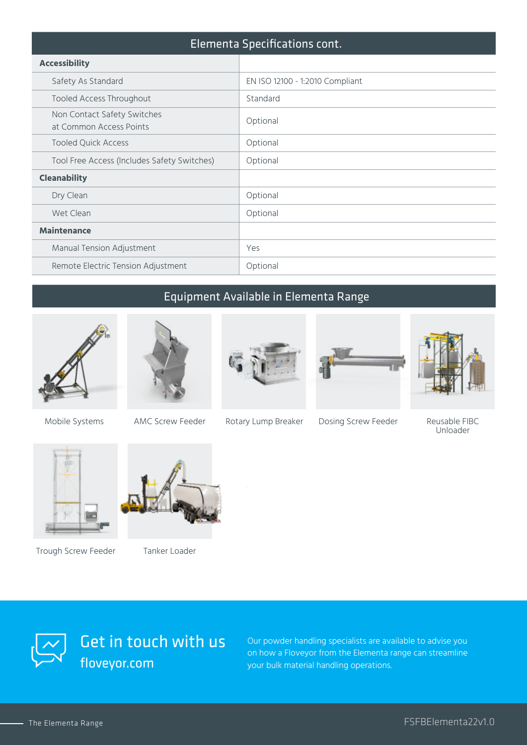## Elementa Specifications cont.

| | |
|---|---|
| **Accessibility** | |
| Safety As Standard | EN ISO 12100 - 1:2010 Compliant |
| Tooled Access Throughout | Standard |
| Non Contact Safety Switches at Common Access Points | Optional |
| Tooled Quick Access | Optional |
| Tool Free Access (Includes Safety Switches) | Optional |
| **Cleanability** | |
| Dry Clean | Optional |
| Wet Clean | Optional |
| **Maintenance** | |
| Manual Tension Adjustment | Yes |
| Remote Electric Tension Adjustment | Optional |

## Equipment Available in Elementa Range

Mobile Systems

AMC Screw Feeder

Rotary Lump Breaker

Dosing Screw Feeder

Reusable FIBC Unloader

Trough Screw Feeder

Tanker Loader

## Get in touch with us

floveyor.com

Our powder handling specialists are available to advise you on how a Floveyor from the Elementa range can streamline your bulk material handling operations.

The Elementa Range

FSFBElementa22v1.0